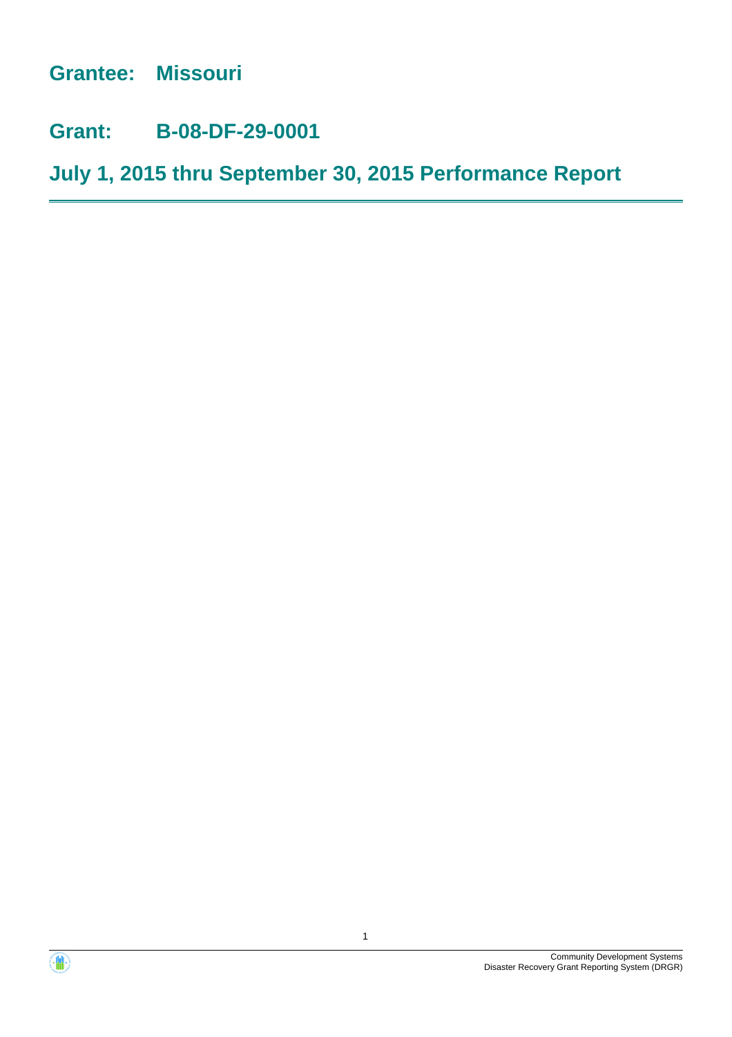# Grantee: Missouri

# Grant: B-08-DF-29-0001

# July 1, 2015 thru September 30, 2015 Performance Report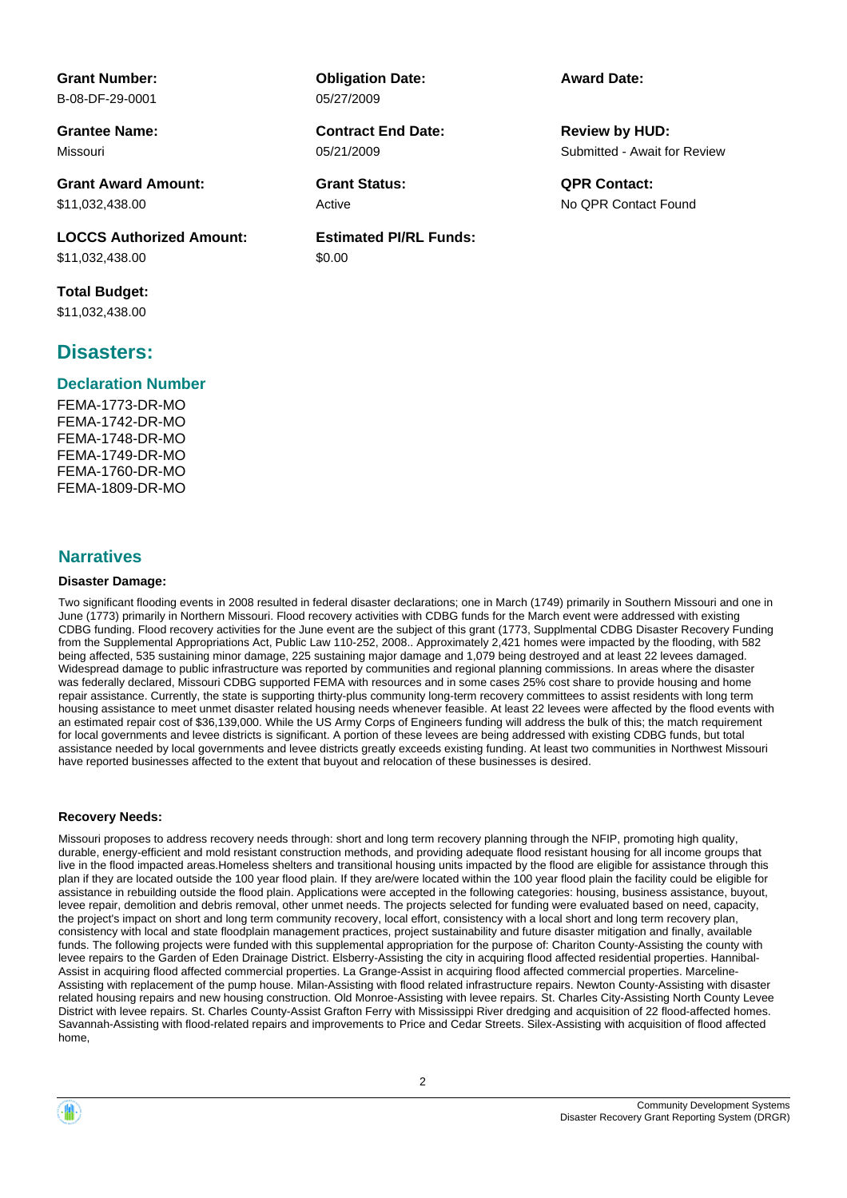**Grant Number:**
B-08-DF-29-0001

**Obligation Date:**
05/27/2009

**Award Date:**

**Grantee Name:**
Missouri

**Contract End Date:**
05/21/2009

**Review by HUD:**
Submitted - Await for Review

**Grant Award Amount:**
$11,032,438.00

**Grant Status:**
Active

**QPR Contact:**
No QPR Contact Found

**LOCCS Authorized Amount:**
$11,032,438.00

**Estimated PI/RL Funds:**
$0.00

**Total Budget:**
$11,032,438.00

## Disasters:

### Declaration Number

FEMA-1773-DR-MO
FEMA-1742-DR-MO
FEMA-1748-DR-MO
FEMA-1749-DR-MO
FEMA-1760-DR-MO
FEMA-1809-DR-MO

## Narratives

**Disaster Damage:**

Two significant flooding events in 2008 resulted in federal disaster declarations; one in March (1749) primarily in Southern Missouri and one in June (1773) primarily in Northern Missouri. Flood recovery activities with CDBG funds for the March event were addressed with existing CDBG funding. Flood recovery activities for the June event are the subject of this grant (1773, Supplmental CDBG Disaster Recovery Funding from the Supplemental Appropriations Act, Public Law 110-252, 2008.. Approximately 2,421 homes were impacted by the flooding, with 582 being affected, 535 sustaining minor damage, 225 sustaining major damage and 1,079 being destroyed and at least 22 levees damaged. Widespread damage to public infrastructure was reported by communities and regional planning commissions. In areas where the disaster was federally declared, Missouri CDBG supported FEMA with resources and in some cases 25% cost share to provide housing and home repair assistance. Currently, the state is supporting thirty-plus community long-term recovery committees to assist residents with long term housing assistance to meet unmet disaster related housing needs whenever feasible. At least 22 levees were affected by the flood events with an estimated repair cost of $36,139,000. While the US Army Corps of Engineers funding will address the bulk of this; the match requirement for local governments and levee districts is significant. A portion of these levees are being addressed with existing CDBG funds, but total assistance needed by local governments and levee districts greatly exceeds existing funding. At least two communities in Northwest Missouri have reported businesses affected to the extent that buyout and relocation of these businesses is desired.

**Recovery Needs:**

Missouri proposes to address recovery needs through: short and long term recovery planning through the NFIP, promoting high quality, durable, energy-efficient and mold resistant construction methods, and providing adequate flood resistant housing for all income groups that live in the flood impacted areas.Homeless shelters and transitional housing units impacted by the flood are eligible for assistance through this plan if they are located outside the 100 year flood plain. If they are/were located within the 100 year flood plain the facility could be eligible for assistance in rebuilding outside the flood plain. Applications were accepted in the following categories: housing, business assistance, buyout, levee repair, demolition and debris removal, other unmet needs. The projects selected for funding were evaluated based on need, capacity, the project's impact on short and long term community recovery, local effort, consistency with a local short and long term recovery plan, consistency with local and state floodplain management practices, project sustainability and future disaster mitigation and finally, available funds. The following projects were funded with this supplemental appropriation for the purpose of: Chariton County-Assisting the county with levee repairs to the Garden of Eden Drainage District. Elsberry-Assisting the city in acquiring flood affected residential properties. Hannibal-Assist in acquiring flood affected commercial properties. La Grange-Assist in acquiring flood affected commercial properties. Marceline-Assisting with replacement of the pump house. Milan-Assisting with flood related infrastructure repairs. Newton County-Assisting with disaster related housing repairs and new housing construction. Old Monroe-Assisting with levee repairs. St. Charles City-Assisting North County Levee District with levee repairs. St. Charles County-Assist Grafton Ferry with Mississippi River dredging and acquisition of 22 flood-affected homes. Savannah-Assisting with flood-related repairs and improvements to Price and Cedar Streets. Silex-Assisting with acquisition of flood affected home,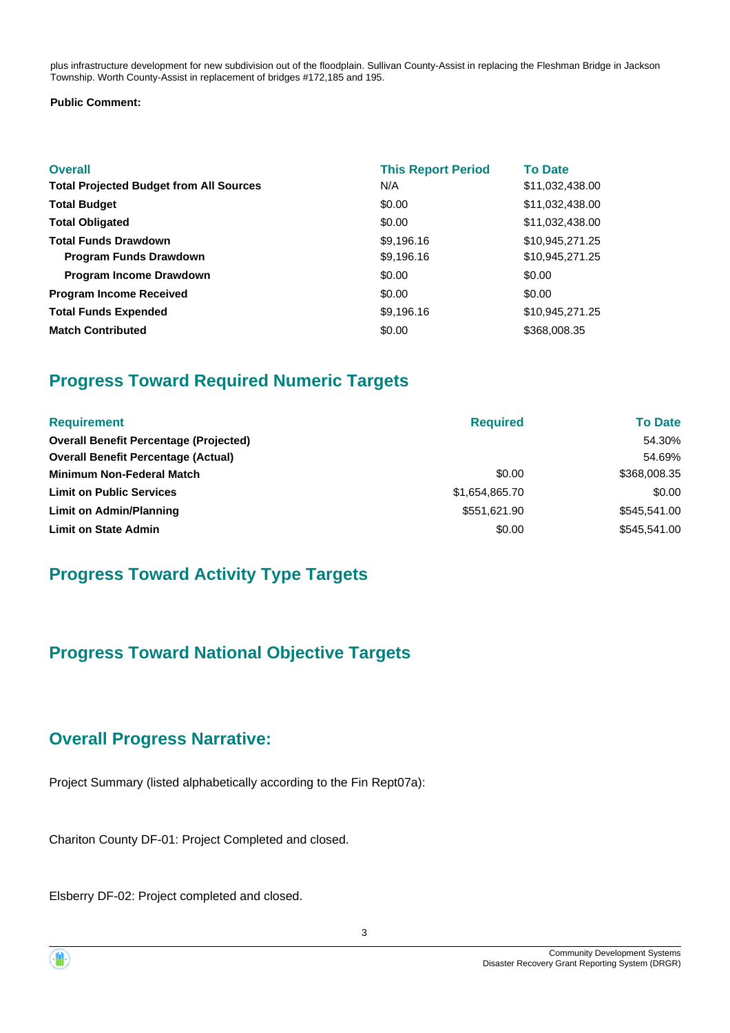plus infrastructure development for new subdivision out of the floodplain. Sullivan County-Assist in replacing the Fleshman Bridge in Jackson Township. Worth County-Assist in replacement of bridges #172,185 and 195.

**Public Comment:**

| Overall | This Report Period | To Date |
|---|---|---|
| **Total Projected Budget from All Sources** | N/A | $11,032,438.00 |
| **Total Budget** | $0.00 | $11,032,438.00 |
| **Total Obligated** | $0.00 | $11,032,438.00 |
| **Total Funds Drawdown** | $9,196.16 | $10,945,271.25 |
| **Program Funds Drawdown** | $9,196.16 | $10,945,271.25 |
| **Program Income Drawdown** | $0.00 | $0.00 |
| **Program Income Received** | $0.00 | $0.00 |
| **Total Funds Expended** | $9,196.16 | $10,945,271.25 |
| **Match Contributed** | $0.00 | $368,008.35 |

## Progress Toward Required Numeric Targets

| Requirement | Required | To Date |
|---|---|---|
| **Overall Benefit Percentage (Projected)** | | 54.30% |
| **Overall Benefit Percentage (Actual)** | | 54.69% |
| **Minimum Non-Federal Match** | $0.00 | $368,008.35 |
| **Limit on Public Services** | $1,654,865.70 | $0.00 |
| **Limit on Admin/Planning** | $551,621.90 | $545,541.00 |
| **Limit on State Admin** | $0.00 | $545,541.00 |

## Progress Toward Activity Type Targets

## Progress Toward National Objective Targets

## Overall Progress Narrative:

Project Summary (listed alphabetically according to the Fin Rept07a):

Chariton County DF-01: Project Completed and closed.

Elsberry DF-02: Project completed and closed.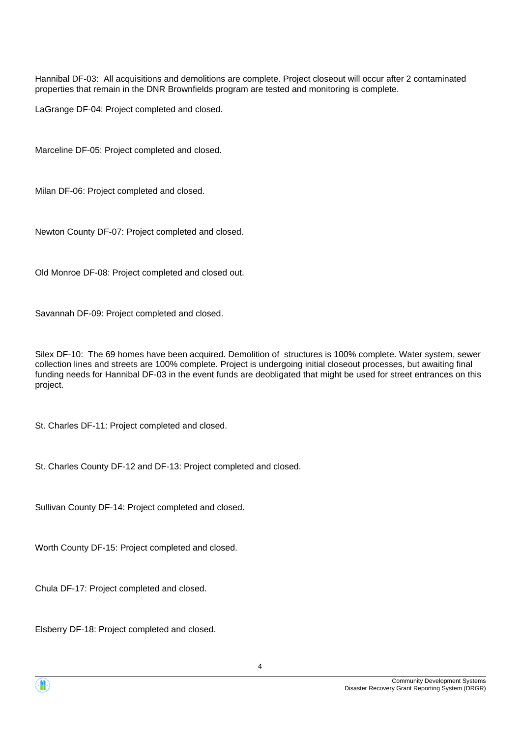Hannibal DF-03: All acquisitions and demolitions are complete. Project closeout will occur after 2 contaminated properties that remain in the DNR Brownfields program are tested and monitoring is complete.

LaGrange DF-04: Project completed and closed.

Marceline DF-05: Project completed and closed.

Milan DF-06: Project completed and closed.

Newton County DF-07: Project completed and closed.

Old Monroe DF-08: Project completed and closed out.

Savannah DF-09: Project completed and closed.

Silex DF-10: The 69 homes have been acquired. Demolition of structures is 100% complete. Water system, sewer collection lines and streets are 100% complete. Project is undergoing initial closeout processes, but awaiting final funding needs for Hannibal DF-03 in the event funds are deobligated that might be used for street entrances on this project.

St. Charles DF-11: Project completed and closed.

St. Charles County DF-12 and DF-13: Project completed and closed.

Sullivan County DF-14: Project completed and closed.

Worth County DF-15: Project completed and closed.

Chula DF-17: Project completed and closed.

Elsberry DF-18: Project completed and closed.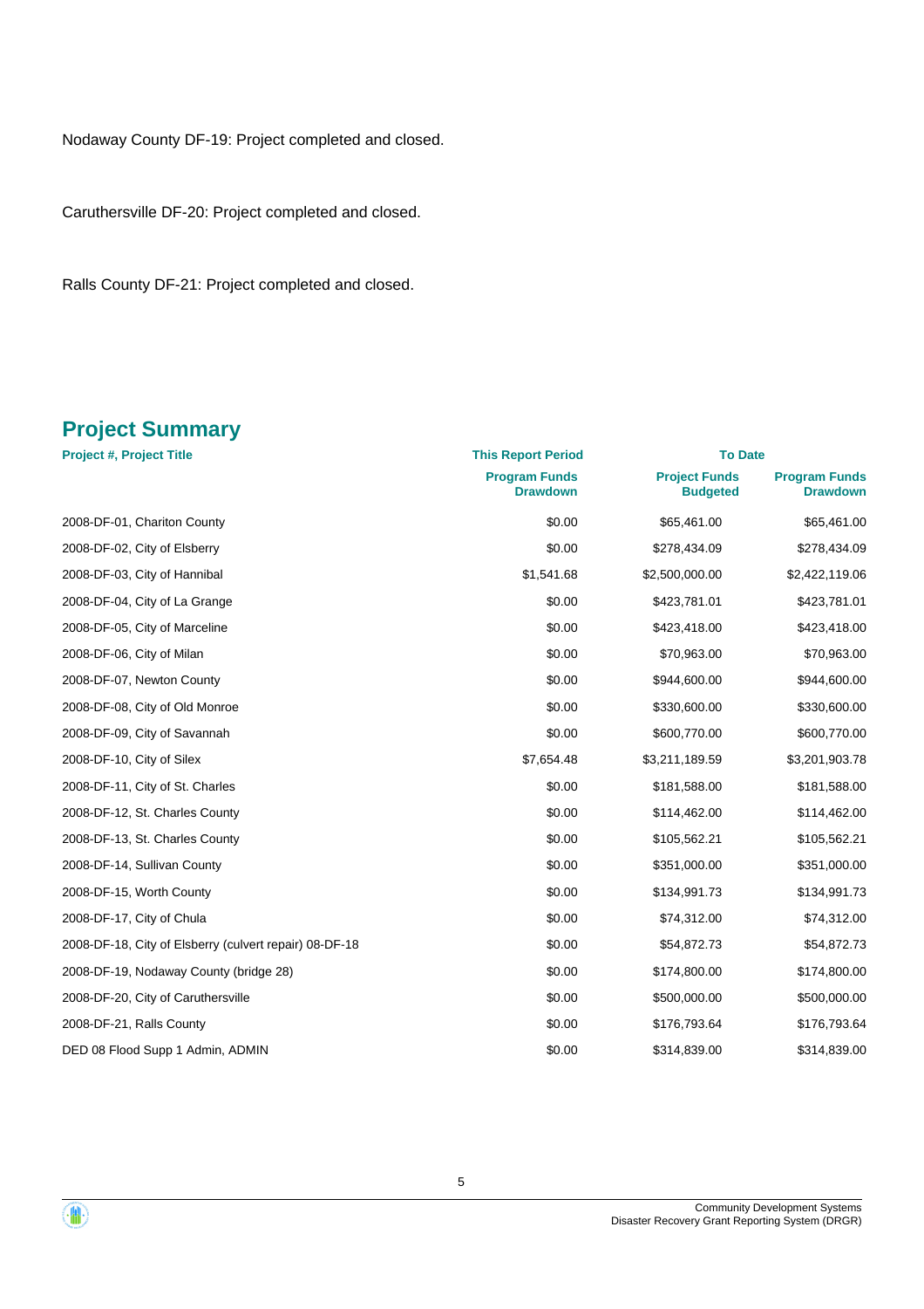Nodaway County DF-19: Project completed and closed.

Caruthersville DF-20: Project completed and closed.

Ralls County DF-21: Project completed and closed.

## Project Summary

| Project #, Project Title | This Report Period | To Date | |
|---|---|---|---|
| | Program Funds Drawdown | Project Funds Budgeted | Program Funds Drawdown |
| 2008-DF-01, Chariton County | $0.00 | $65,461.00 | $65,461.00 |
| 2008-DF-02, City of Elsberry | $0.00 | $278,434.09 | $278,434.09 |
| 2008-DF-03, City of Hannibal | $1,541.68 | $2,500,000.00 | $2,422,119.06 |
| 2008-DF-04, City of La Grange | $0.00 | $423,781.01 | $423,781.01 |
| 2008-DF-05, City of Marceline | $0.00 | $423,418.00 | $423,418.00 |
| 2008-DF-06, City of Milan | $0.00 | $70,963.00 | $70,963.00 |
| 2008-DF-07, Newton County | $0.00 | $944,600.00 | $944,600.00 |
| 2008-DF-08, City of Old Monroe | $0.00 | $330,600.00 | $330,600.00 |
| 2008-DF-09, City of Savannah | $0.00 | $600,770.00 | $600,770.00 |
| 2008-DF-10, City of Silex | $7,654.48 | $3,211,189.59 | $3,201,903.78 |
| 2008-DF-11, City of St. Charles | $0.00 | $181,588.00 | $181,588.00 |
| 2008-DF-12, St. Charles County | $0.00 | $114,462.00 | $114,462.00 |
| 2008-DF-13, St. Charles County | $0.00 | $105,562.21 | $105,562.21 |
| 2008-DF-14, Sullivan County | $0.00 | $351,000.00 | $351,000.00 |
| 2008-DF-15, Worth County | $0.00 | $134,991.73 | $134,991.73 |
| 2008-DF-17, City of Chula | $0.00 | $74,312.00 | $74,312.00 |
| 2008-DF-18, City of Elsberry (culvert repair) 08-DF-18 | $0.00 | $54,872.73 | $54,872.73 |
| 2008-DF-19, Nodaway County (bridge 28) | $0.00 | $174,800.00 | $174,800.00 |
| 2008-DF-20, City of Caruthersville | $0.00 | $500,000.00 | $500,000.00 |
| 2008-DF-21, Ralls County | $0.00 | $176,793.64 | $176,793.64 |
| DED 08 Flood Supp 1 Admin, ADMIN | $0.00 | $314,839.00 | $314,839.00 |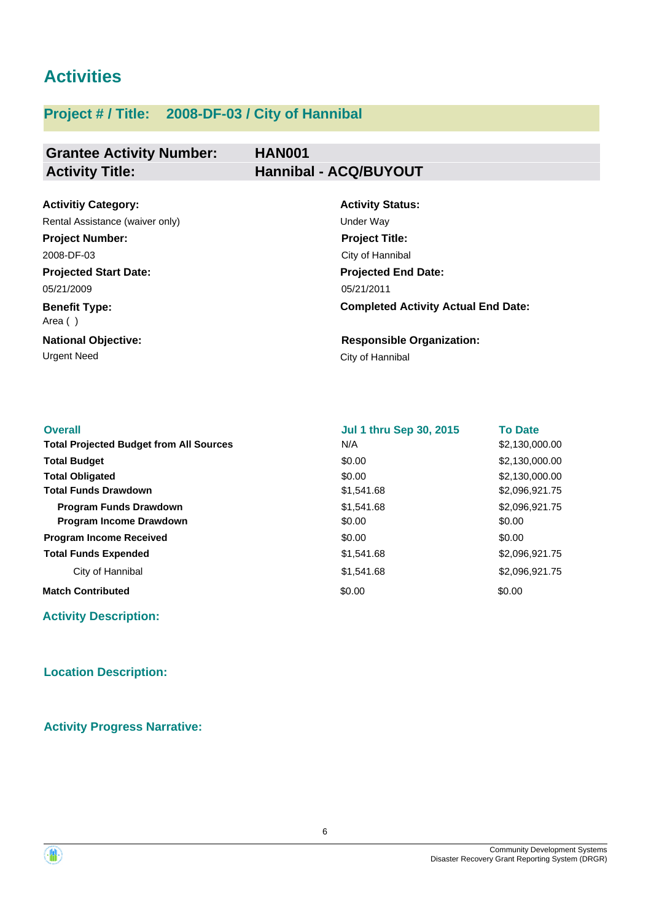# Activities

## Project # / Title: 2008-DF-03 / City of Hannibal

| | |
|---|---|
| **Grantee Activity Number:** | **HAN001** |
| **Activity Title:** | **Hannibal - ACQ/BUYOUT** |

**Activitiy Category:**
Rental Assistance (waiver only)

**Activity Status:**
Under Way

**Project Number:**
2008-DF-03

**Project Title:**
City of Hannibal

**Projected Start Date:**
05/21/2009

**Projected End Date:**
05/21/2011

**Benefit Type:**
Area ( )

**Completed Activity Actual End Date:**

**National Objective:**
Urgent Need

**Responsible Organization:**
City of Hannibal

| Overall | Jul 1 thru Sep 30, 2015 | To Date |
|---|---|---|
| **Total Projected Budget from All Sources** | N/A | $2,130,000.00 |
| **Total Budget** | $0.00 | $2,130,000.00 |
| **Total Obligated** | $0.00 | $2,130,000.00 |
| **Total Funds Drawdown** | $1,541.68 | $2,096,921.75 |
| **Program Funds Drawdown** | $1,541.68 | $2,096,921.75 |
| **Program Income Drawdown** | $0.00 | $0.00 |
| **Program Income Received** | $0.00 | $0.00 |
| **Total Funds Expended** | $1,541.68 | $2,096,921.75 |
| City of Hannibal | $1,541.68 | $2,096,921.75 |
| **Match Contributed** | $0.00 | $0.00 |

### Activity Description:

### Location Description:

### Activity Progress Narrative: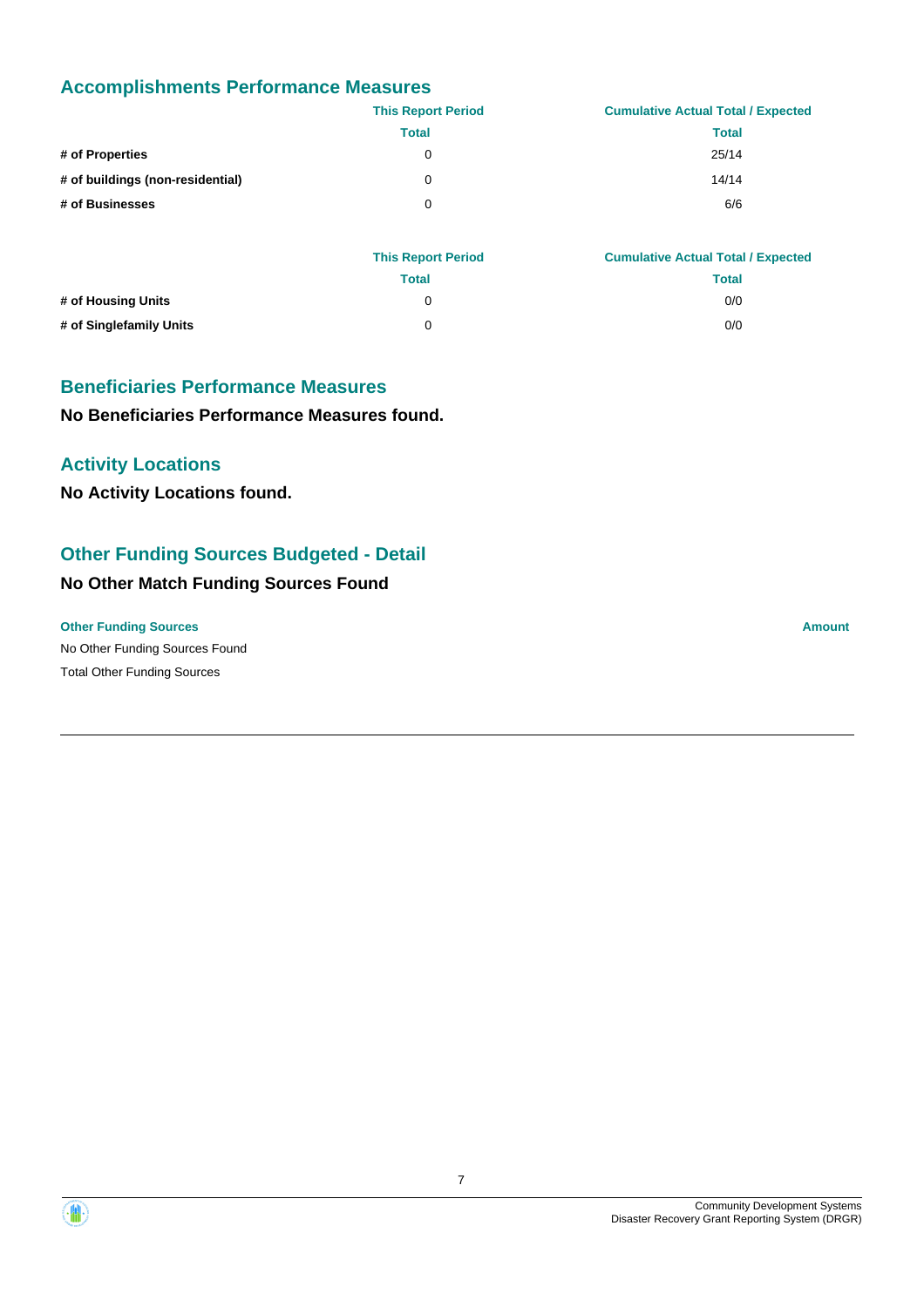## Accomplishments Performance Measures

| | This Report Period | Cumulative Actual Total / Expected |
|---|---|---|
| | Total | Total |
| **# of Properties** | 0 | 25/14 |
| **# of buildings (non-residential)** | 0 | 14/14 |
| **# of Businesses** | 0 | 6/6 |

| | This Report Period | Cumulative Actual Total / Expected |
|---|---|---|
| | Total | Total |
| **# of Housing Units** | 0 | 0/0 |
| **# of Singlefamily Units** | 0 | 0/0 |

## Beneficiaries Performance Measures

**No Beneficiaries Performance Measures found.**

## Activity Locations

**No Activity Locations found.**

## Other Funding Sources Budgeted - Detail

### No Other Match Funding Sources Found

| Other Funding Sources | Amount |
|---|---|
| No Other Funding Sources Found | |
| Total Other Funding Sources | |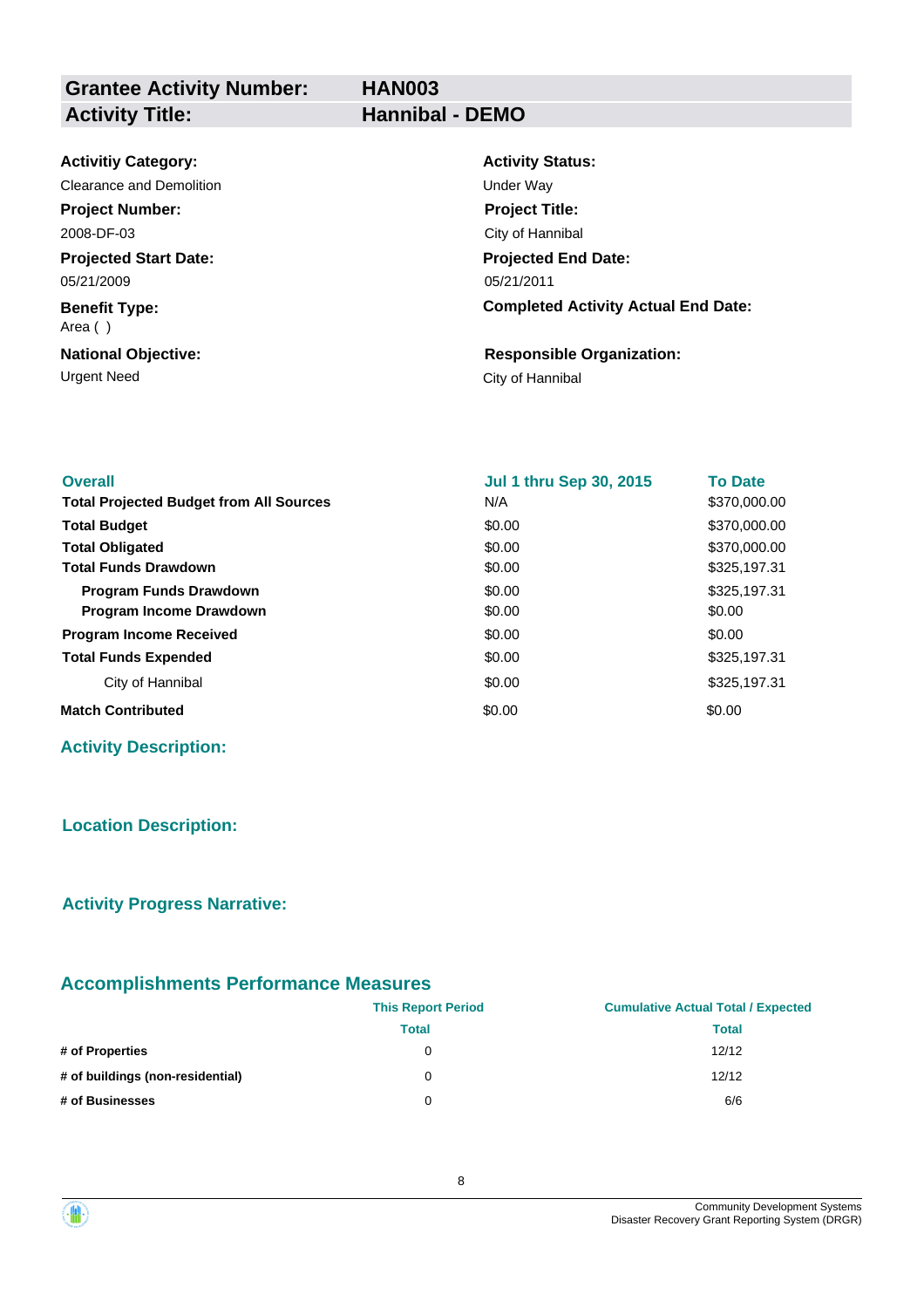| **Grantee Activity Number:** | **HAN003** |
|---|---|
| **Activity Title:** | **Hannibal - DEMO** |

**Activitiy Category:**
Clearance and Demolition

**Activity Status:**
Under Way

**Project Number:**
2008-DF-03

**Project Title:**
City of Hannibal

**Projected Start Date:**
05/21/2009

**Projected End Date:**
05/21/2011

**Benefit Type:**
Area ( )

**Completed Activity Actual End Date:**

**National Objective:**
Urgent Need

**Responsible Organization:**
City of Hannibal

| **Overall** | **Jul 1 thru Sep 30, 2015** | **To Date** |
|---|---|---|
| **Total Projected Budget from All Sources** | N/A | $370,000.00 |
| **Total Budget** | $0.00 | $370,000.00 |
| **Total Obligated** | $0.00 | $370,000.00 |
| **Total Funds Drawdown** | $0.00 | $325,197.31 |
| **Program Funds Drawdown** | $0.00 | $325,197.31 |
| **Program Income Drawdown** | $0.00 | $0.00 |
| **Program Income Received** | $0.00 | $0.00 |
| **Total Funds Expended** | $0.00 | $325,197.31 |
| City of Hannibal | $0.00 | $325,197.31 |
| **Match Contributed** | $0.00 | $0.00 |

## Activity Description:

## Location Description:

## Activity Progress Narrative:

## Accomplishments Performance Measures

| | **This Report Period** | **Cumulative Actual Total / Expected** |
|---|---|---|
| | **Total** | **Total** |
| **# of Properties** | 0 | 12/12 |
| **# of buildings (non-residential)** | 0 | 12/12 |
| **# of Businesses** | 0 | 6/6 |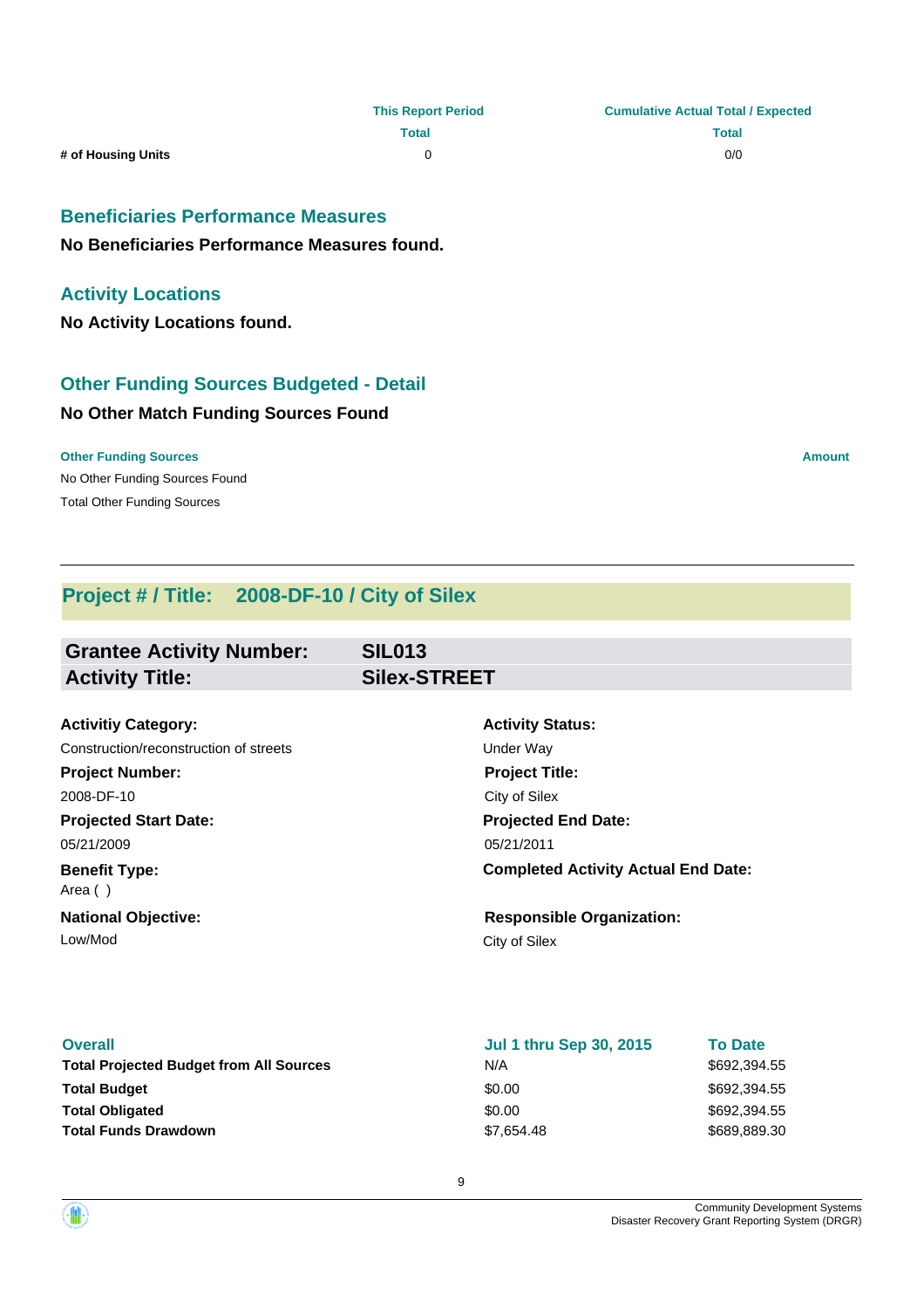|  | This Report Period | Cumulative Actual Total / Expected |
|---|---|---|
|  | Total | Total |
| # of Housing Units | 0 | 0/0 |

### Beneficiaries Performance Measures

**No Beneficiaries Performance Measures found.**

### Activity Locations

**No Activity Locations found.**

### Other Funding Sources Budgeted - Detail

**No Other Match Funding Sources Found**

| Other Funding Sources | Amount |
|---|---|
| No Other Funding Sources Found | |
| Total Other Funding Sources | |

---

## Project # / Title: 2008-DF-10 / City of Silex

| | |
|---|---|
| **Grantee Activity Number:** | **SIL013** |
| **Activity Title:** | **Silex-STREET** |

**Activitiy Category:**
Construction/reconstruction of streets

**Activity Status:**
Under Way

**Project Number:**
2008-DF-10

**Project Title:**
City of Silex

**Projected Start Date:**
05/21/2009

**Projected End Date:**
05/21/2011

**Benefit Type:**
Area ( )

**Completed Activity Actual End Date:**

**National Objective:**
Low/Mod

**Responsible Organization:**
City of Silex

| Overall | Jul 1 thru Sep 30, 2015 | To Date |
|---|---|---|
| **Total Projected Budget from All Sources** | N/A | $692,394.55 |
| **Total Budget** | $0.00 | $692,394.55 |
| **Total Obligated** | $0.00 | $692,394.55 |
| **Total Funds Drawdown** | $7,654.48 | $689,889.30 |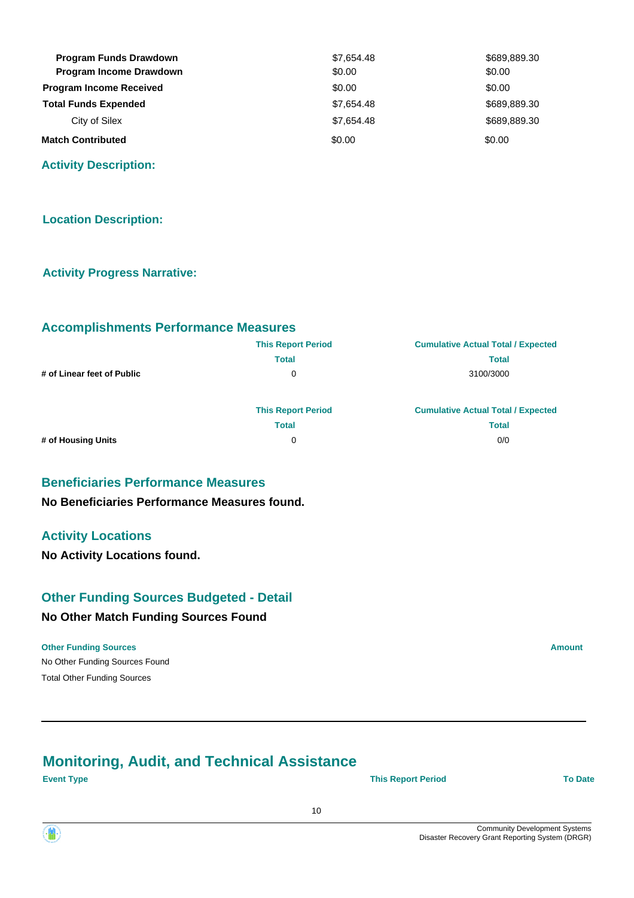| | | |
|---|---|---|
| **Program Funds Drawdown** | $7,654.48 | $689,889.30 |
| **Program Income Drawdown** | $0.00 | $0.00 |
| **Program Income Received** | $0.00 | $0.00 |
| **Total Funds Expended** | $7,654.48 | $689,889.30 |
| City of Silex | $7,654.48 | $689,889.30 |
| **Match Contributed** | $0.00 | $0.00 |

### Activity Description:

### Location Description:

### Activity Progress Narrative:

## Accomplishments Performance Measures

| | This Report Period | Cumulative Actual Total / Expected |
|---|---|---|
| | Total | Total |
| **# of Linear feet of Public** | 0 | 3100/3000 |

| | This Report Period | Cumulative Actual Total / Expected |
|---|---|---|
| | Total | Total |
| **# of Housing Units** | 0 | 0/0 |

## Beneficiaries Performance Measures

**No Beneficiaries Performance Measures found.**

## Activity Locations

**No Activity Locations found.**

## Other Funding Sources Budgeted - Detail

**No Other Match Funding Sources Found**

| Other Funding Sources | Amount |
|---|---|
| No Other Funding Sources Found | |
| Total Other Funding Sources | |

# Monitoring, Audit, and Technical Assistance

| Event Type | This Report Period | To Date |
|---|---|---|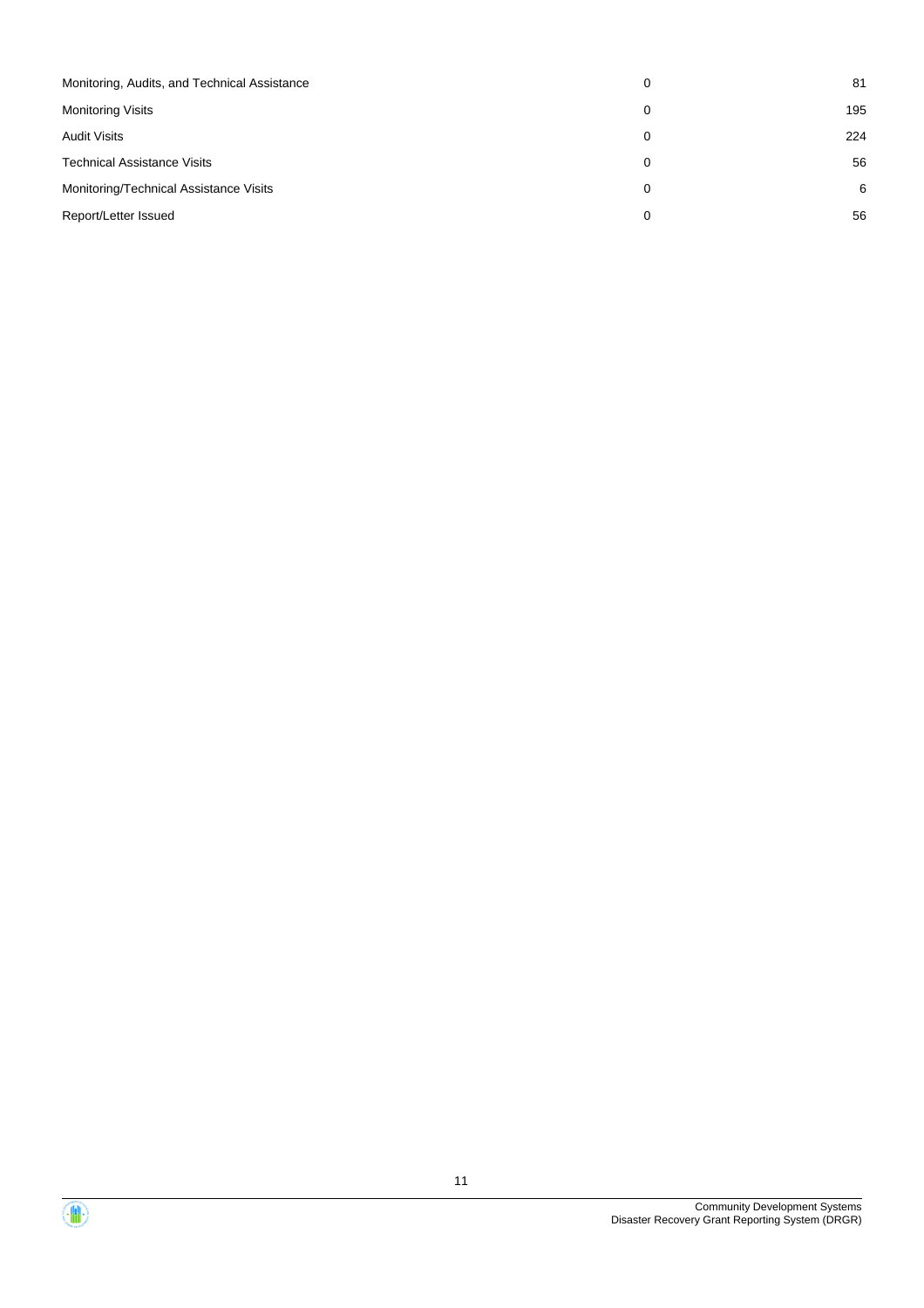| | | |
|---|---|---|
| Monitoring, Audits, and Technical Assistance | 0 | 81 |
| Monitoring Visits | 0 | 195 |
| Audit Visits | 0 | 224 |
| Technical Assistance Visits | 0 | 56 |
| Monitoring/Technical Assistance Visits | 0 | 6 |
| Report/Letter Issued | 0 | 56 |